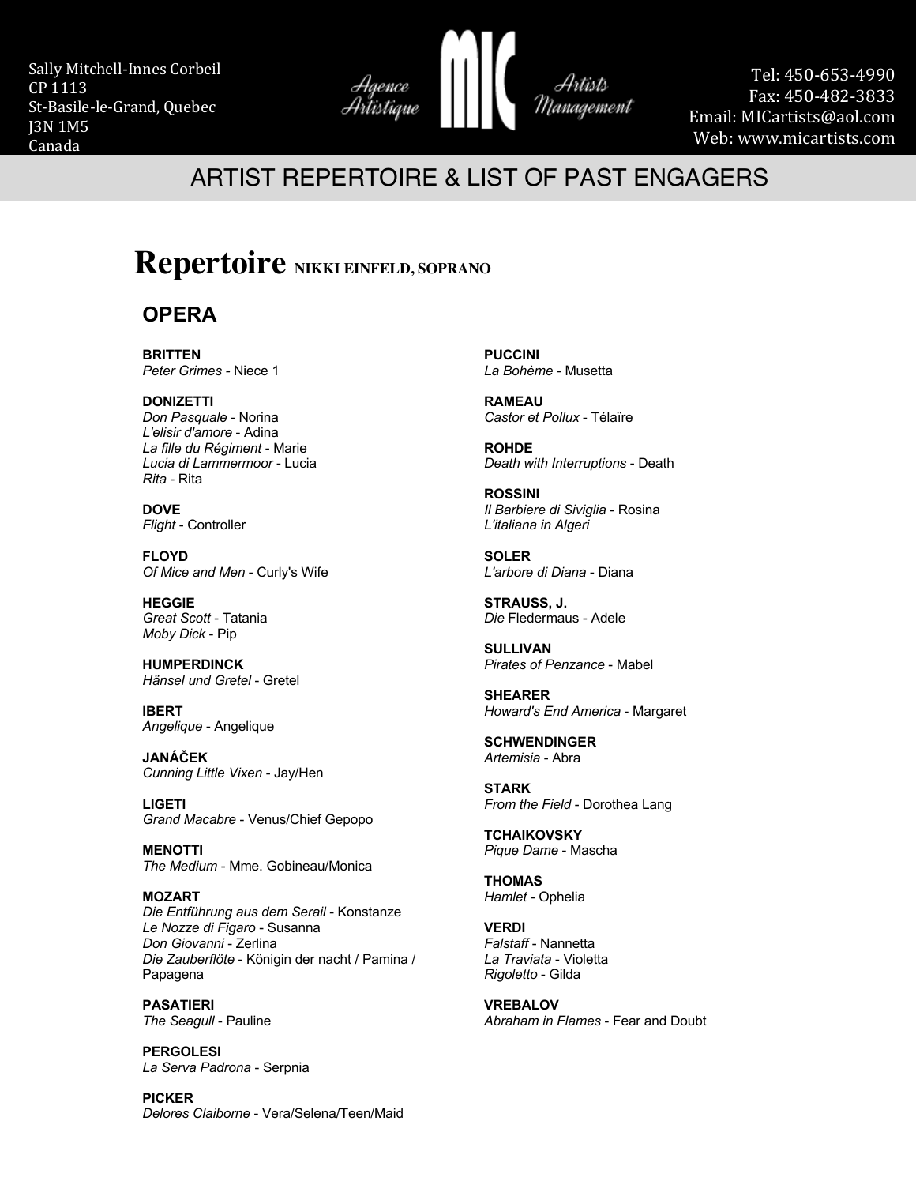Sally Mitchell-Innes Corbeil
CP 1113
St-Basile-le-Grand, Quebec
J3N 1M5
Canada

Agence Artistique **MIC** Artists Management

Tel: 450-653-4990
Fax: 450-482-3833
Email: MICartists@aol.com
Web: www.micartists.com

## ARTIST REPERTOIRE & LIST OF PAST ENGAGERS

# Repertoire **NIKKI EINFELD, SOPRANO**

## OPERA

**BRITTEN**
*Peter Grimes* - Niece 1

**DONIZETTI**
*Don Pasquale* - Norina
*L'elisir d'amore* - Adina
*La fille du Régiment* - Marie
*Lucia di Lammermoor* - Lucia
*Rita* - Rita

**DOVE**
*Flight* - Controller

**FLOYD**
*Of Mice and Men* - Curly's Wife

**HEGGIE**
*Great Scott* - Tatania
*Moby Dick* - Pip

**HUMPERDINCK**
*Hänsel und Gretel* - Gretel

**IBERT**
*Angelique* - Angelique

**JANÁČEK**
*Cunning Little Vixen* - Jay/Hen

**LIGETI**
*Grand Macabre* - Venus/Chief Gepopo

**MENOTTI**
*The Medium* - Mme. Gobineau/Monica

**MOZART**
*Die Entführung aus dem Serail* - Konstanze
*Le Nozze di Figaro* - Susanna
*Don Giovanni* - Zerlina
*Die Zauberflöte* - Königin der nacht / Pamina / Papagena

**PASATIERI**
*The Seagull* - Pauline

**PERGOLESI**
*La Serva Padrona* - Serpnia

**PICKER**
*Delores Claiborne* - Vera/Selena/Teen/Maid

**PUCCINI**
*La Bohème* - Musetta

**RAMEAU**
*Castor et Pollux* - Télaïre

**ROHDE**
*Death with Interruptions* - Death

**ROSSINI**
*Il Barbiere di Siviglia* - Rosina
*L'italiana in Algeri*

**SOLER**
*L'arbore di Diana* - Diana

**STRAUSS, J.**
*Die* Fledermaus - Adele

**SULLIVAN**
*Pirates of Penzance* - Mabel

**SHEARER**
*Howard's End America* - Margaret

**SCHWENDINGER**
*Artemisia* - Abra

**STARK**
*From the Field* - Dorothea Lang

**TCHAIKOVSKY**
*Pique Dame* - Mascha

**THOMAS**
*Hamlet* - Ophelia

**VERDI**
*Falstaff* - Nannetta
*La Traviata* - Violetta
*Rigoletto* - Gilda

**VREBALOV**
*Abraham in Flames* - Fear and Doubt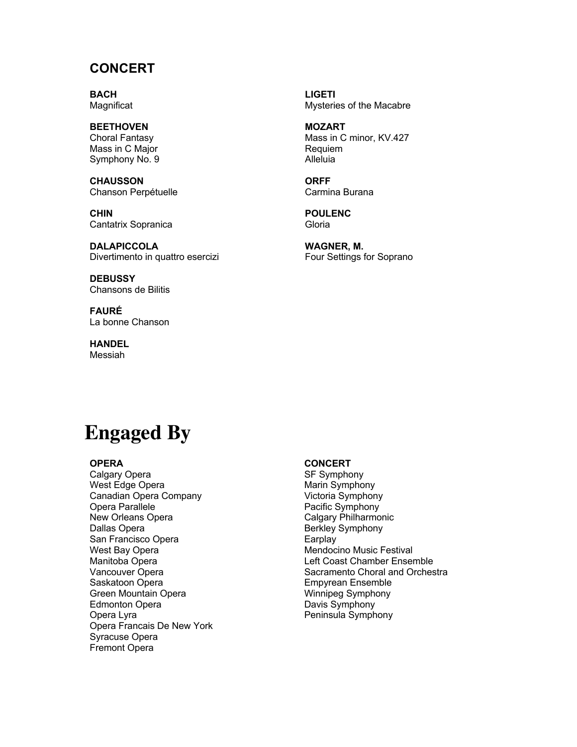## CONCERT

**BACH**
Magnificat

**BEETHOVEN**
Choral Fantasy
Mass in C Major
Symphony No. 9

**CHAUSSON**
Chanson Perpétuelle

**CHIN**
Cantatrix Sopranica

**DALAPICCOLA**
Divertimento in quattro esercizi

**DEBUSSY**
Chansons de Bilitis

**FAURÉ**
La bonne Chanson

**HANDEL**
Messiah

**LIGETI**
Mysteries of the Macabre

**MOZART**
Mass in C minor, KV.427
Requiem
Alleluia

**ORFF**
Carmina Burana

**POULENC**
Gloria

**WAGNER, M.**
Four Settings for Soprano

# Engaged By

**OPERA**
Calgary Opera
West Edge Opera
Canadian Opera Company
Opera Parallele
New Orleans Opera
Dallas Opera
San Francisco Opera
West Bay Opera
Manitoba Opera
Vancouver Opera
Saskatoon Opera
Green Mountain Opera
Edmonton Opera
Opera Lyra
Opera Francais De New York
Syracuse Opera
Fremont Opera

**CONCERT**
SF Symphony
Marin Symphony
Victoria Symphony
Pacific Symphony
Calgary Philharmonic
Berkley Symphony
Earplay
Mendocino Music Festival
Left Coast Chamber Ensemble
Sacramento Choral and Orchestra
Empyrean Ensemble
Winnipeg Symphony
Davis Symphony
Peninsula Symphony